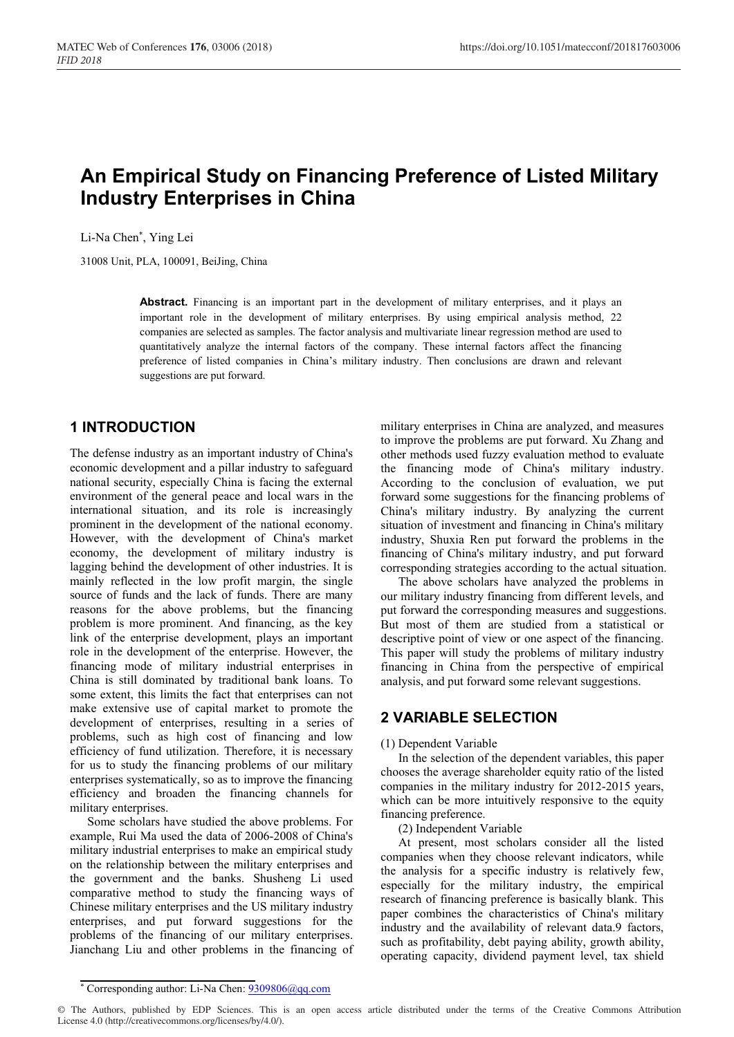# An Empirical Study on Financing Preference of Listed Military Industry Enterprises in China

Li-Na Chen[*], Ying Lei

31008 Unit, PLA, 100091, BeiJing, China

**Abstract.** Financing is an important part in the development of military enterprises, and it plays an important role in the development of military enterprises. By using empirical analysis method, 22 companies are selected as samples. The factor analysis and multivariate linear regression method are used to quantitatively analyze the internal factors of the company. These internal factors affect the financing preference of listed companies in China's military industry. Then conclusions are drawn and relevant suggestions are put forward.

## 1 INTRODUCTION

The defense industry as an important industry of China's economic development and a pillar industry to safeguard national security, especially China is facing the external environment of the general peace and local wars in the international situation, and its role is increasingly prominent in the development of the national economy. However, with the development of China's market economy, the development of military industry is lagging behind the development of other industries. It is mainly reflected in the low profit margin, the single source of funds and the lack of funds. There are many reasons for the above problems, but the financing problem is more prominent. And financing, as the key link of the enterprise development, plays an important role in the development of the enterprise. However, the financing mode of military industrial enterprises in China is still dominated by traditional bank loans. To some extent, this limits the fact that enterprises can not make extensive use of capital market to promote the development of enterprises, resulting in a series of problems, such as high cost of financing and low efficiency of fund utilization. Therefore, it is necessary for us to study the financing problems of our military enterprises systematically, so as to improve the financing efficiency and broaden the financing channels for military enterprises.

Some scholars have studied the above problems. For example, Rui Ma used the data of 2006-2008 of China's military industrial enterprises to make an empirical study on the relationship between the military enterprises and the government and the banks. Shusheng Li used comparative method to study the financing ways of Chinese military enterprises and the US military industry enterprises, and put forward suggestions for the problems of the financing of our military enterprises. Jianchang Liu and other problems in the financing of military enterprises in China are analyzed, and measures to improve the problems are put forward. Xu Zhang and other methods used fuzzy evaluation method to evaluate the financing mode of China's military industry. According to the conclusion of evaluation, we put forward some suggestions for the financing problems of China's military industry. By analyzing the current situation of investment and financing in China's military industry, Shuxia Ren put forward the problems in the financing of China's military industry, and put forward corresponding strategies according to the actual situation.

The above scholars have analyzed the problems in our military industry financing from different levels, and put forward the corresponding measures and suggestions. But most of them are studied from a statistical or descriptive point of view or one aspect of the financing. This paper will study the problems of military industry financing in China from the perspective of empirical analysis, and put forward some relevant suggestions.

## 2 VARIABLE SELECTION

(1) Dependent Variable

In the selection of the dependent variables, this paper chooses the average shareholder equity ratio of the listed companies in the military industry for 2012-2015 years, which can be more intuitively responsive to the equity financing preference.

(2) Independent Variable

At present, most scholars consider all the listed companies when they choose relevant indicators, while the analysis for a specific industry is relatively few, especially for the military industry, the empirical research of financing preference is basically blank. This paper combines the characteristics of China's military industry and the availability of relevant data.9 factors, such as profitability, debt paying ability, growth ability, operating capacity, dividend payment level, tax shield

[*] Corresponding author: Li-Na Chen: 9309806@qq.com

© The Authors, published by EDP Sciences. This is an open access article distributed under the terms of the Creative Commons Attribution License 4.0 (http://creativecommons.org/licenses/by/4.0/).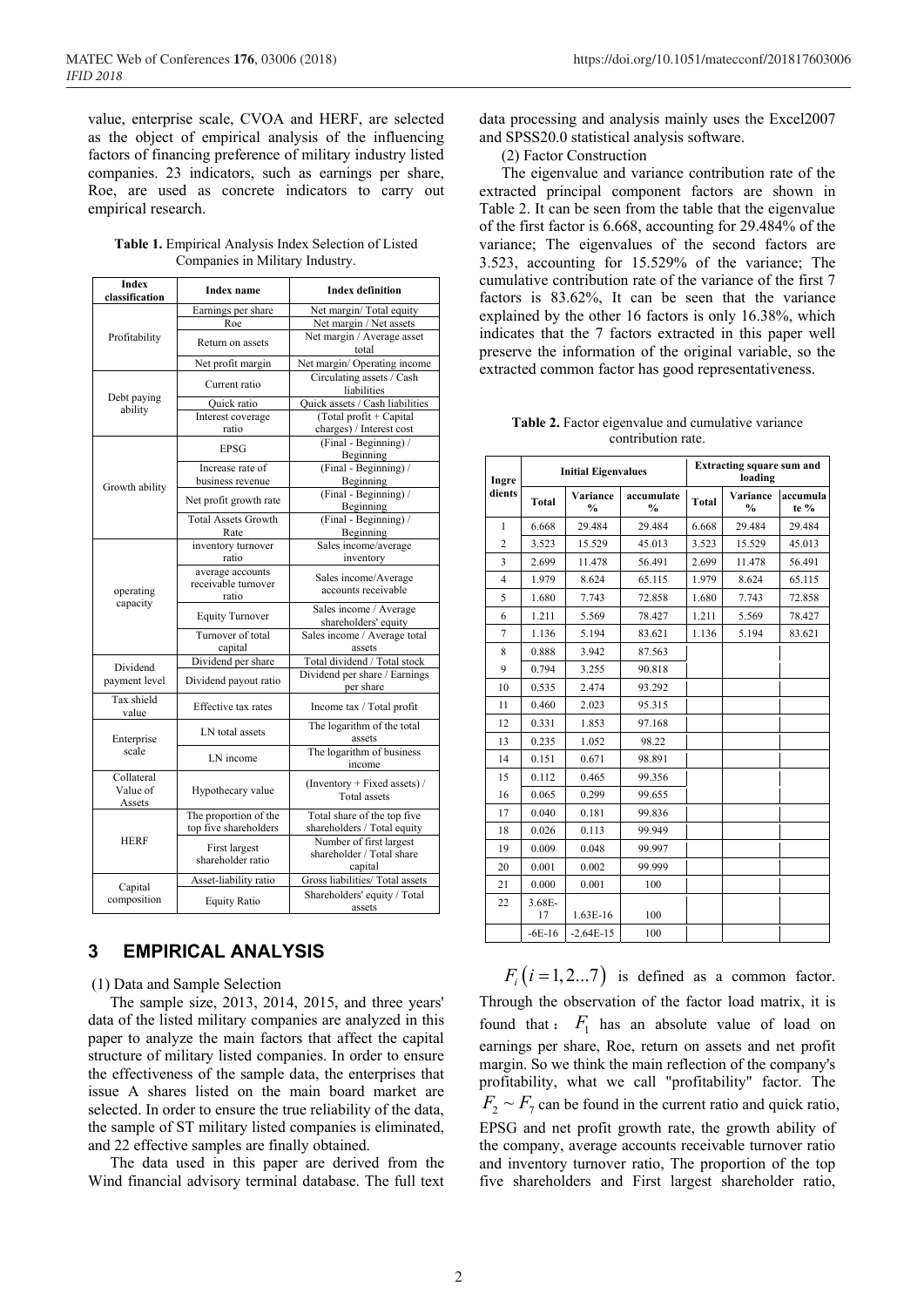value, enterprise scale, CVOA and HERF, are selected as the object of empirical analysis of the influencing factors of financing preference of military industry listed companies. 23 indicators, such as earnings per share, Roe, are used as concrete indicators to carry out empirical research.

**Table 1.** Empirical Analysis Index Selection of Listed Companies in Military Industry.

| Index classification | Index name | Index definition |
|---|---|---|
| Profitability | Earnings per share | Net margin/ Total equity |
| | Roe | Net margin / Net assets |
| | Return on assets | Net margin / Average asset total |
| | Net profit margin | Net margin/ Operating income |
| Debt paying ability | Current ratio | Circulating assets / Cash liabilities |
| | Quick ratio | Quick assets / Cash liabilities |
| | Interest coverage ratio | (Total profit + Capital charges) / Interest cost |
| Growth ability | EPSG | (Final - Beginning) / Beginning |
| | Increase rate of business revenue | (Final - Beginning) / Beginning |
| | Net profit growth rate | (Final - Beginning) / Beginning |
| | Total Assets Growth Rate | (Final - Beginning) / Beginning |
| operating capacity | inventory turnover ratio | Sales income/average inventory |
| | average accounts receivable turnover ratio | Sales income/Average accounts receivable |
| | Equity Turnover | Sales income / Average shareholders' equity |
| | Turnover of total capital | Sales income / Average total assets |
| Dividend payment level | Dividend per share | Total dividend / Total stock |
| | Dividend payout ratio | Dividend per share / Earnings per share |
| Tax shield value | Effective tax rates | Income tax / Total profit |
| Enterprise scale | LN total assets | The logarithm of the total assets |
| | LN income | The logarithm of business income |
| Collateral Value of Assets | Hypothecary value | (Inventory + Fixed assets) / Total assets |
| HERF | The proportion of the top five shareholders | Total share of the top five shareholders / Total equity |
| | First largest shareholder ratio | Number of first largest shareholder / Total share capital |
| Capital composition | Asset-liability ratio | Gross liabilities/ Total assets |
| | Equity Ratio | Shareholders' equity / Total assets |

## 3 EMPIRICAL ANALYSIS

(1) Data and Sample Selection

The sample size, 2013, 2014, 2015, and three years' data of the listed military companies are analyzed in this paper to analyze the main factors that affect the capital structure of military listed companies. In order to ensure the effectiveness of the sample data, the enterprises that issue A shares listed on the main board market are selected. In order to ensure the true reliability of the data, the sample of ST military listed companies is eliminated, and 22 effective samples are finally obtained.

The data used in this paper are derived from the Wind financial advisory terminal database. The full text data processing and analysis mainly uses the Excel2007 and SPSS20.0 statistical analysis software.

(2) Factor Construction

The eigenvalue and variance contribution rate of the extracted principal component factors are shown in Table 2. It can be seen from the table that the eigenvalue of the first factor is 6.668, accounting for 29.484% of the variance; The eigenvalues of the second factors are 3.523, accounting for 15.529% of the variance; The cumulative contribution rate of the variance of the first 7 factors is 83.62%, It can be seen that the variance explained by the other 16 factors is only 16.38%, which indicates that the 7 factors extracted in this paper well preserve the information of the original variable, so the extracted common factor has good representativeness.

**Table 2.** Factor eigenvalue and cumulative variance contribution rate.

| Ingredients | Initial Eigenvalues | | | Extracting square sum and loading | | |
|---|---|---|---|---|---|---|
| | Total | Variance % | accumulate % | Total | Variance % | accumulate % |
| 1 | 6.668 | 29.484 | 29.484 | 6.668 | 29.484 | 29.484 |
| 2 | 3.523 | 15.529 | 45.013 | 3.523 | 15.529 | 45.013 |
| 3 | 2.699 | 11.478 | 56.491 | 2.699 | 11.478 | 56.491 |
| 4 | 1.979 | 8.624 | 65.115 | 1.979 | 8.624 | 65.115 |
| 5 | 1.680 | 7.743 | 72.858 | 1.680 | 7.743 | 72.858 |
| 6 | 1.211 | 5.569 | 78.427 | 1.211 | 5.569 | 78.427 |
| 7 | 1.136 | 5.194 | 83.621 | 1.136 | 5.194 | 83.621 |
| 8 | 0.888 | 3.942 | 87.563 | | | |
| 9 | 0.794 | 3.255 | 90.818 | | | |
| 10 | 0.535 | 2.474 | 93.292 | | | |
| 11 | 0.460 | 2.023 | 95.315 | | | |
| 12 | 0.331 | 1.853 | 97.168 | | | |
| 13 | 0.235 | 1.052 | 98.22 | | | |
| 14 | 0.151 | 0.671 | 98.891 | | | |
| 15 | 0.112 | 0.465 | 99.356 | | | |
| 16 | 0.065 | 0.299 | 99.655 | | | |
| 17 | 0.040 | 0.181 | 99.836 | | | |
| 18 | 0.026 | 0.113 | 99.949 | | | |
| 19 | 0.009 | 0.048 | 99.997 | | | |
| 20 | 0.001 | 0.002 | 99.999 | | | |
| 21 | 0.000 | 0.001 | 100 | | | |
| 22 | 3.68E-17 | 1.63E-16 | 100 | | | |
| | -6E-16 | -2.64E-15 | 100 | | | |

$F_i \left(i=1,2...7\right)$ is defined as a common factor. Through the observation of the factor load matrix, it is found that : $F_1$ has an absolute value of load on earnings per share, Roe, return on assets and net profit margin. So we think the main reflection of the company's profitability, what we call "profitability" factor. The $F_2 \sim F_7$ can be found in the current ratio and quick ratio, EPSG and net profit growth rate, the growth ability of the company, average accounts receivable turnover ratio and inventory turnover ratio, The proportion of the top five shareholders and First largest shareholder ratio,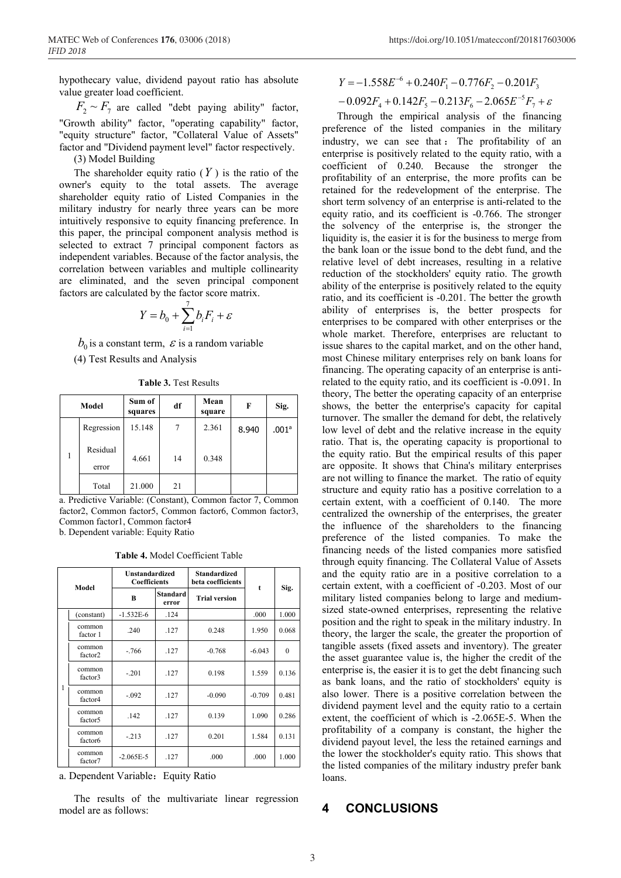hypothecary value, dividend payout ratio has absolute value greater load coefficient.

$F_2 \sim F_7$ are called "debt paying ability" factor, "Growth ability" factor, "operating capability" factor, "equity structure" factor, "Collateral Value of Assets" factor and "Dividend payment level" factor respectively.

(3) Model Building

The shareholder equity ratio ($Y$) is the ratio of the owner's equity to the total assets. The average shareholder equity ratio of Listed Companies in the military industry for nearly three years can be more intuitively responsive to equity financing preference. In this paper, the principal component analysis method is selected to extract 7 principal component factors as independent variables. Because of the factor analysis, the correlation between variables and multiple collinearity are eliminated, and the seven principal component factors are calculated by the factor score matrix.

$$Y = b_0 + \sum_{i=1}^{7} b_i F_i + \varepsilon$$

$b_0$ is a constant term, $\varepsilon$ is a random variable

(4) Test Results and Analysis

**Table 3.** Test Results

| Model | | Sum of squares | df | Mean square | F | Sig. |
|---|---|---|---|---|---|---|
| 1 | Regression | 15.148 | 7 | 2.361 | 8.940 | .001[a] |
| | Residual error | 4.661 | 14 | 0.348 | | |
| | Total | 21.000 | 21 | | | |

a. Predictive Variable: (Constant), Common factor 7, Common factor2, Common factor5, Common factor6, Common factor3, Common factor1, Common factor4

b. Dependent variable: Equity Ratio

**Table 4.** Model Coefficient Table

| Model | | Unstandardized Coefficients | | Standardized beta coefficients | t | Sig. |
|---|---|---|---|---|---|---|
| | | B | Standard error | Trial version | | |
| 1 | (constant) | -1.532E-6 | .124 | | .000 | 1.000 |
| | common factor 1 | .240 | .127 | 0.248 | 1.950 | 0.068 |
| | common factor2 | -.766 | .127 | -0.768 | -6.043 | 0 |
| | common factor3 | -.201 | .127 | 0.198 | 1.559 | 0.136 |
| | common factor4 | -.092 | .127 | -0.090 | -0.709 | 0.481 |
| | common factor5 | .142 | .127 | 0.139 | 1.090 | 0.286 |
| | common factor6 | -.213 | .127 | 0.201 | 1.584 | 0.131 |
| | common factor7 | -2.065E-5 | .127 | .000 | .000 | 1.000 |

a. Dependent Variable：Equity Ratio

The results of the multivariate linear regression model are as follows:

$$Y = -1.558E^{-6} + 0.240F_1 - 0.776F_2 - 0.201F_3$$
$$-0.092F_4 + 0.142F_5 - 0.213F_6 - 2.065E^{-5}F_7 + \varepsilon$$

Through the empirical analysis of the financing preference of the listed companies in the military industry, we can see that： The profitability of an enterprise is positively related to the equity ratio, with a coefficient of 0.240. Because the stronger the profitability of an enterprise, the more profits can be retained for the redevelopment of the enterprise. The short term solvency of an enterprise is anti-related to the equity ratio, and its coefficient is -0.766. The stronger the solvency of the enterprise is, the stronger the liquidity is, the easier it is for the business to merge from the bank loan or the issue bond to the debt fund, and the relative level of debt increases, resulting in a relative reduction of the stockholders' equity ratio. The growth ability of the enterprise is positively related to the equity ratio, and its coefficient is -0.201. The better the growth ability of enterprises is, the better prospects for enterprises to be compared with other enterprises or the whole market. Therefore, enterprises are reluctant to issue shares to the capital market, and on the other hand, most Chinese military enterprises rely on bank loans for financing. The operating capacity of an enterprise is anti-related to the equity ratio, and its coefficient is -0.091. In theory, The better the operating capacity of an enterprise shows, the better the enterprise's capacity for capital turnover. The smaller the demand for debt, the relatively low level of debt and the relative increase in the equity ratio. That is, the operating capacity is proportional to the equity ratio. But the empirical results of this paper are opposite. It shows that China's military enterprises are not willing to finance the market. The ratio of equity structure and equity ratio has a positive correlation to a certain extent, with a coefficient of 0.140. The more centralized the ownership of the enterprises, the greater the influence of the shareholders to the financing preference of the listed companies. To make the financing needs of the listed companies more satisfied through equity financing. The Collateral Value of Assets and the equity ratio are in a positive correlation to a certain extent, with a coefficient of -0.203. Most of our military listed companies belong to large and medium-sized state-owned enterprises, representing the relative position and the right to speak in the military industry. In theory, the larger the scale, the greater the proportion of tangible assets (fixed assets and inventory). The greater the asset guarantee value is, the higher the credit of the enterprise is, the easier it is to get the debt financing such as bank loans, and the ratio of stockholders' equity is also lower. There is a positive correlation between the dividend payment level and the equity ratio to a certain extent, the coefficient of which is -2.065E-5. When the profitability of a company is constant, the higher the dividend payout level, the less the retained earnings and the lower the stockholder's equity ratio. This shows that the listed companies of the military industry prefer bank loans.

# 4 CONCLUSIONS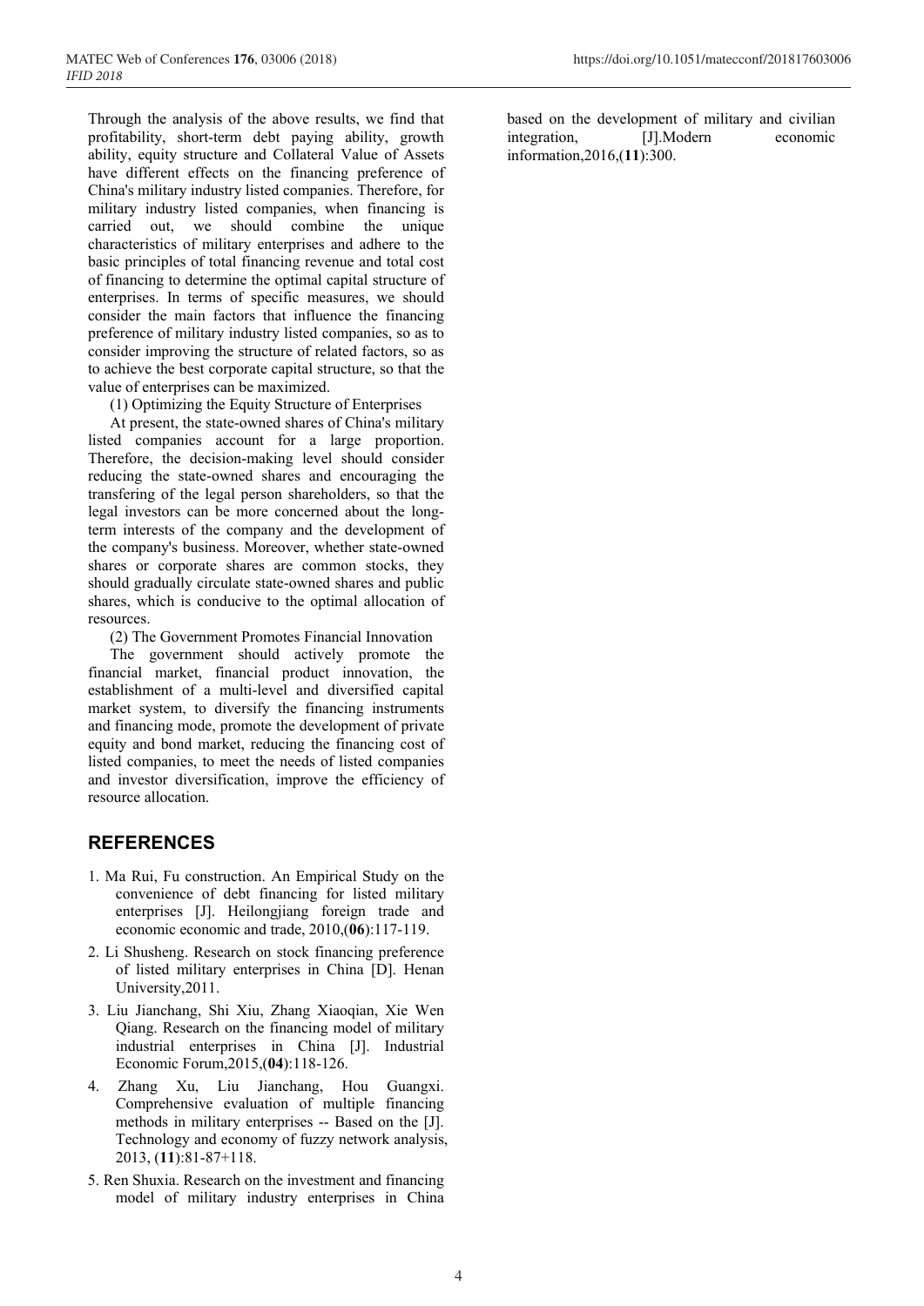Through the analysis of the above results, we find that profitability, short-term debt paying ability, growth ability, equity structure and Collateral Value of Assets have different effects on the financing preference of China's military industry listed companies. Therefore, for military industry listed companies, when financing is carried out, we should combine the unique characteristics of military enterprises and adhere to the basic principles of total financing revenue and total cost of financing to determine the optimal capital structure of enterprises. In terms of specific measures, we should consider the main factors that influence the financing preference of military industry listed companies, so as to consider improving the structure of related factors, so as to achieve the best corporate capital structure, so that the value of enterprises can be maximized.

(1) Optimizing the Equity Structure of Enterprises

At present, the state-owned shares of China's military listed companies account for a large proportion. Therefore, the decision-making level should consider reducing the state-owned shares and encouraging the transfering of the legal person shareholders, so that the legal investors can be more concerned about the long-term interests of the company and the development of the company's business. Moreover, whether state-owned shares or corporate shares are common stocks, they should gradually circulate state-owned shares and public shares, which is conducive to the optimal allocation of resources.

(2) The Government Promotes Financial Innovation

The government should actively promote the financial market, financial product innovation, the establishment of a multi-level and diversified capital market system, to diversify the financing instruments and financing mode, promote the development of private equity and bond market, reducing the financing cost of listed companies, to meet the needs of listed companies and investor diversification, improve the efficiency of resource allocation.

## REFERENCES

1. Ma Rui, Fu construction. An Empirical Study on the convenience of debt financing for listed military enterprises [J]. Heilongjiang foreign trade and economic economic and trade, 2010,(**06**):117-119.
2. Li Shusheng. Research on stock financing preference of listed military enterprises in China [D]. Henan University,2011.
3. Liu Jianchang, Shi Xiu, Zhang Xiaoqian, Xie Wen Qiang. Research on the financing model of military industrial enterprises in China [J]. Industrial Economic Forum,2015,(**04**):118-126.
4. Zhang Xu, Liu Jianchang, Hou Guangxi. Comprehensive evaluation of multiple financing methods in military enterprises -- Based on the [J]. Technology and economy of fuzzy network analysis, 2013, (**11**):81-87+118.
5. Ren Shuxia. Research on the investment and financing model of military industry enterprises in China based on the development of military and civilian integration, [J].Modern economic information,2016,(**11**):300.